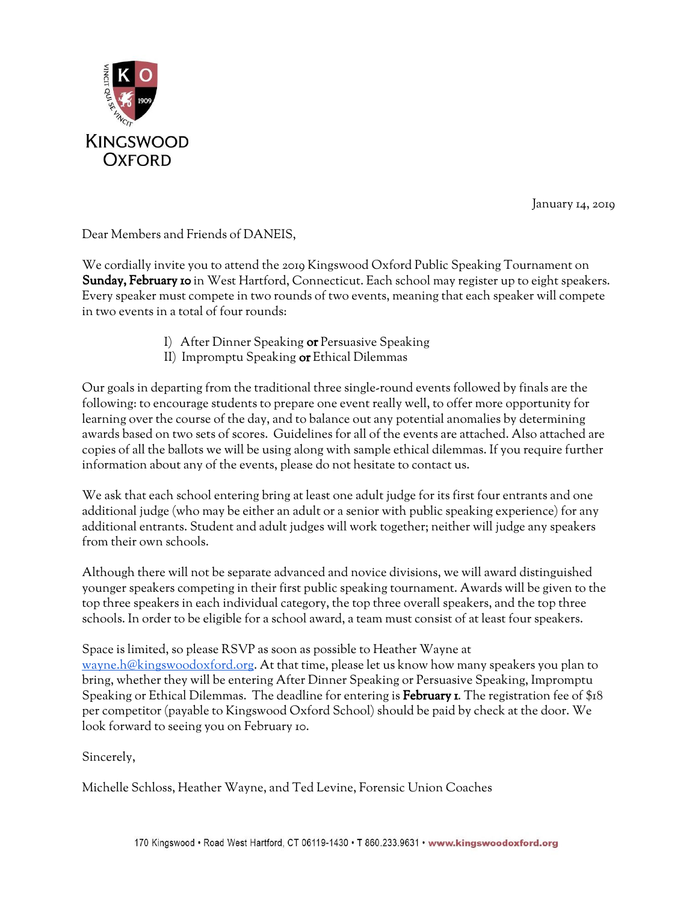KINGSWOOD OXFORD

January 14, 2019

Dear Members and Friends of DANEIS,

We cordially invite you to attend the 2019 Kingswood Oxford Public Speaking Tournament on **Sunday, February 10** in West Hartford, Connecticut. Each school may register up to eight speakers. Every speaker must compete in two rounds of two events, meaning that each speaker will compete in two events in a total of four rounds:

I) After Dinner Speaking **or** Persuasive Speaking
II) Impromptu Speaking **or** Ethical Dilemmas

Our goals in departing from the traditional three single-round events followed by finals are the following: to encourage students to prepare one event really well, to offer more opportunity for learning over the course of the day, and to balance out any potential anomalies by determining awards based on two sets of scores. Guidelines for all of the events are attached. Also attached are copies of all the ballots we will be using along with sample ethical dilemmas. If you require further information about any of the events, please do not hesitate to contact us.

We ask that each school entering bring at least one adult judge for its first four entrants and one additional judge (who may be either an adult or a senior with public speaking experience) for any additional entrants. Student and adult judges will work together; neither will judge any speakers from their own schools.

Although there will not be separate advanced and novice divisions, we will award distinguished younger speakers competing in their first public speaking tournament. Awards will be given to the top three speakers in each individual category, the top three overall speakers, and the top three schools. In order to be eligible for a school award, a team must consist of at least four speakers.

Space is limited, so please RSVP as soon as possible to Heather Wayne at wayne.h@kingswoodoxford.org. At that time, please let us know how many speakers you plan to bring, whether they will be entering After Dinner Speaking or Persuasive Speaking, Impromptu Speaking or Ethical Dilemmas. The deadline for entering is **February 1**. The registration fee of $18 per competitor (payable to Kingswood Oxford School) should be paid by check at the door. We look forward to seeing you on February 10.

Sincerely,

Michelle Schloss, Heather Wayne, and Ted Levine, Forensic Union Coaches

170 Kingswood • Road West Hartford, CT 06119-1430 • T 860.233.9631 • www.kingswoodoxford.org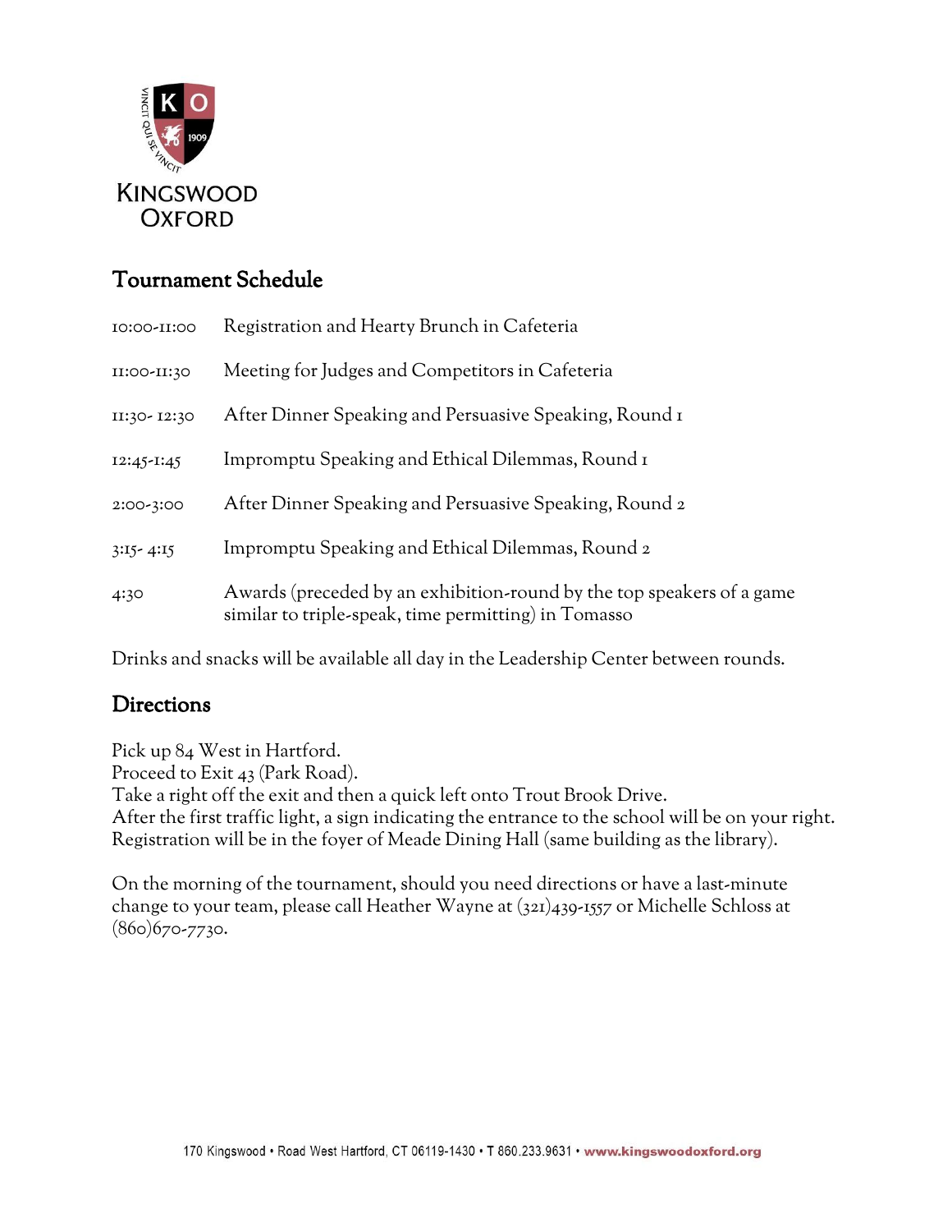KINGSWOOD OXFORD

## Tournament Schedule

| | |
|---|---|
| 10:00-11:00 | Registration and Hearty Brunch in Cafeteria |
| 11:00-11:30 | Meeting for Judges and Competitors in Cafeteria |
| 11:30- 12:30 | After Dinner Speaking and Persuasive Speaking, Round 1 |
| 12:45-1:45 | Impromptu Speaking and Ethical Dilemmas, Round 1 |
| 2:00-3:00 | After Dinner Speaking and Persuasive Speaking, Round 2 |
| 3:15- 4:15 | Impromptu Speaking and Ethical Dilemmas, Round 2 |
| 4:30 | Awards (preceded by an exhibition-round by the top speakers of a game similar to triple-speak, time permitting) in Tomasso |

Drinks and snacks will be available all day in the Leadership Center between rounds.

## Directions

Pick up 84 West in Hartford.
Proceed to Exit 43 (Park Road).
Take a right off the exit and then a quick left onto Trout Brook Drive.
After the first traffic light, a sign indicating the entrance to the school will be on your right.
Registration will be in the foyer of Meade Dining Hall (same building as the library).

On the morning of the tournament, should you need directions or have a last-minute change to your team, please call Heather Wayne at (321)439-1557 or Michelle Schloss at (860)670-7730.

170 Kingswood • Road West Hartford, CT 06119-1430 • T 860.233.9631 • www.kingswoodoxford.org